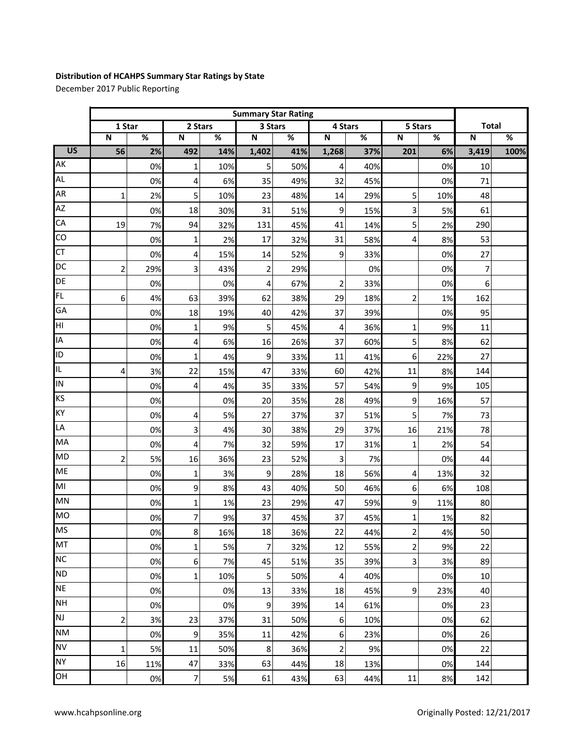**Distribution of HCAHPS Summary Star Ratings by State**

December 2017 Public Reporting

| | Summary Star Rating | | | | | | | | | | | |
|---|---|---|---|---|---|---|---|---|---|---|---|---|
| | 1 Star | | 2 Stars | | 3 Stars | | 4 Stars | | 5 Stars | | Total | |
| | N | % | N | % | N | % | N | % | N | % | N | % |
| **US** | **56** | **2%** | **492** | **14%** | **1,402** | **41%** | **1,268** | **37%** | **201** | **6%** | **3,419** | **100%** |
| AK | | 0% | 1 | 10% | 5 | 50% | 4 | 40% | | 0% | 10 | |
| AL | | 0% | 4 | 6% | 35 | 49% | 32 | 45% | | 0% | 71 | |
| AR | 1 | 2% | 5 | 10% | 23 | 48% | 14 | 29% | 5 | 10% | 48 | |
| AZ | | 0% | 18 | 30% | 31 | 51% | 9 | 15% | 3 | 5% | 61 | |
| CA | 19 | 7% | 94 | 32% | 131 | 45% | 41 | 14% | 5 | 2% | 290 | |
| CO | | 0% | 1 | 2% | 17 | 32% | 31 | 58% | 4 | 8% | 53 | |
| CT | | 0% | 4 | 15% | 14 | 52% | 9 | 33% | | 0% | 27 | |
| DC | 2 | 29% | 3 | 43% | 2 | 29% | | 0% | | 0% | 7 | |
| DE | | 0% | | 0% | 4 | 67% | 2 | 33% | | 0% | 6 | |
| FL | 6 | 4% | 63 | 39% | 62 | 38% | 29 | 18% | 2 | 1% | 162 | |
| GA | | 0% | 18 | 19% | 40 | 42% | 37 | 39% | | 0% | 95 | |
| HI | | 0% | 1 | 9% | 5 | 45% | 4 | 36% | 1 | 9% | 11 | |
| IA | | 0% | 4 | 6% | 16 | 26% | 37 | 60% | 5 | 8% | 62 | |
| ID | | 0% | 1 | 4% | 9 | 33% | 11 | 41% | 6 | 22% | 27 | |
| IL | 4 | 3% | 22 | 15% | 47 | 33% | 60 | 42% | 11 | 8% | 144 | |
| IN | | 0% | 4 | 4% | 35 | 33% | 57 | 54% | 9 | 9% | 105 | |
| KS | | 0% | | 0% | 20 | 35% | 28 | 49% | 9 | 16% | 57 | |
| KY | | 0% | 4 | 5% | 27 | 37% | 37 | 51% | 5 | 7% | 73 | |
| LA | | 0% | 3 | 4% | 30 | 38% | 29 | 37% | 16 | 21% | 78 | |
| MA | | 0% | 4 | 7% | 32 | 59% | 17 | 31% | 1 | 2% | 54 | |
| MD | 2 | 5% | 16 | 36% | 23 | 52% | 3 | 7% | | 0% | 44 | |
| ME | | 0% | 1 | 3% | 9 | 28% | 18 | 56% | 4 | 13% | 32 | |
| MI | | 0% | 9 | 8% | 43 | 40% | 50 | 46% | 6 | 6% | 108 | |
| MN | | 0% | 1 | 1% | 23 | 29% | 47 | 59% | 9 | 11% | 80 | |
| MO | | 0% | 7 | 9% | 37 | 45% | 37 | 45% | 1 | 1% | 82 | |
| MS | | 0% | 8 | 16% | 18 | 36% | 22 | 44% | 2 | 4% | 50 | |
| MT | | 0% | 1 | 5% | 7 | 32% | 12 | 55% | 2 | 9% | 22 | |
| NC | | 0% | 6 | 7% | 45 | 51% | 35 | 39% | 3 | 3% | 89 | |
| ND | | 0% | 1 | 10% | 5 | 50% | 4 | 40% | | 0% | 10 | |
| NE | | 0% | | 0% | 13 | 33% | 18 | 45% | 9 | 23% | 40 | |
| NH | | 0% | | 0% | 9 | 39% | 14 | 61% | | 0% | 23 | |
| NJ | 2 | 3% | 23 | 37% | 31 | 50% | 6 | 10% | | 0% | 62 | |
| NM | | 0% | 9 | 35% | 11 | 42% | 6 | 23% | | 0% | 26 | |
| NV | 1 | 5% | 11 | 50% | 8 | 36% | 2 | 9% | | 0% | 22 | |
| NY | 16 | 11% | 47 | 33% | 63 | 44% | 18 | 13% | | 0% | 144 | |
| OH | | 0% | 7 | 5% | 61 | 43% | 63 | 44% | 11 | 8% | 142 | |

www.hcahpsonline.org

Originally Posted: 12/21/2017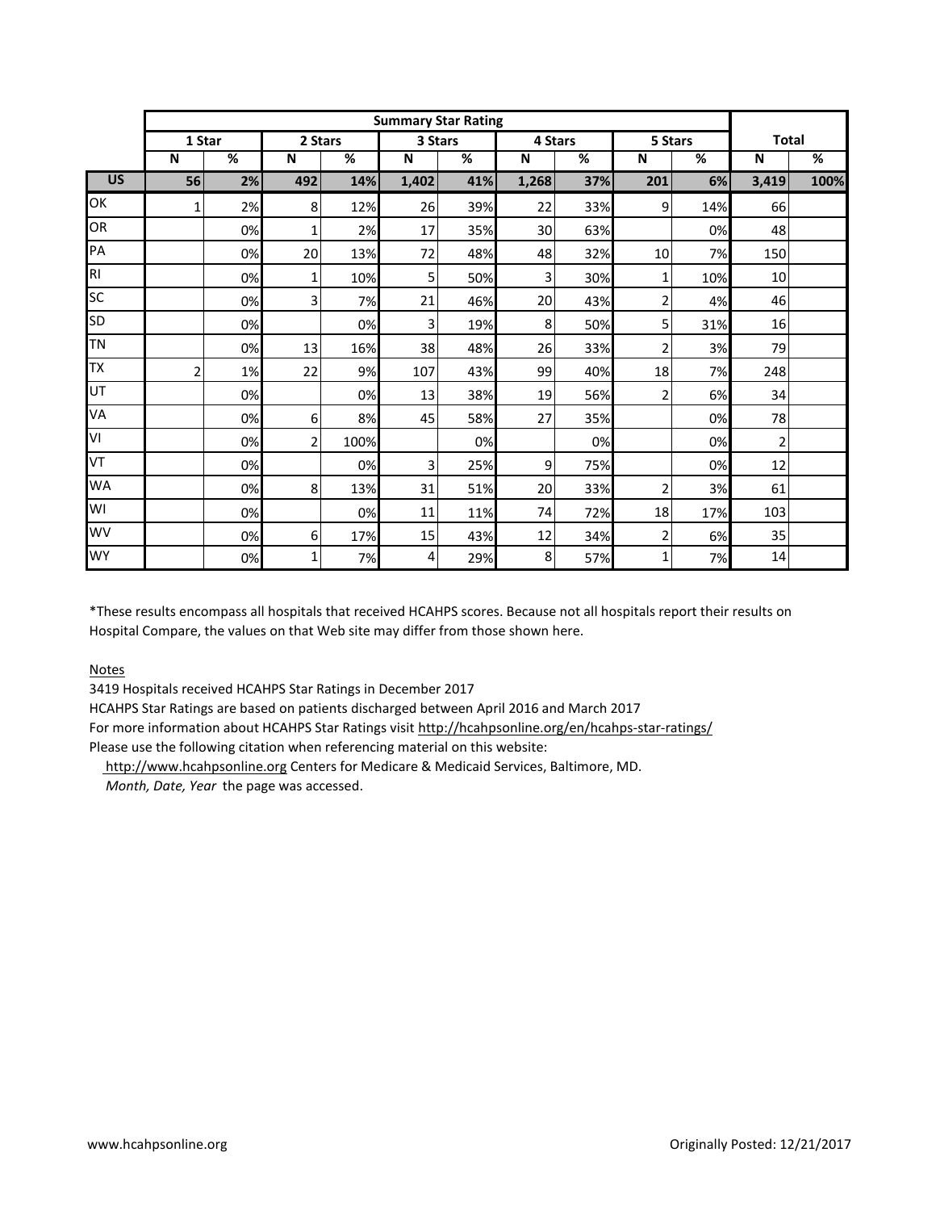| | Summary Star Rating | | | | | | | | | | | |
|---|---|---|---|---|---|---|---|---|---|---|---|---|
| | 1 Star | | 2 Stars | | 3 Stars | | 4 Stars | | 5 Stars | | Total | |
| | N | % | N | % | N | % | N | % | N | % | N | % |
| **US** | **56** | **2%** | **492** | **14%** | **1,402** | **41%** | **1,268** | **37%** | **201** | **6%** | **3,419** | **100%** |
| OK | 1 | 2% | 8 | 12% | 26 | 39% | 22 | 33% | 9 | 14% | 66 | |
| OR | | 0% | 1 | 2% | 17 | 35% | 30 | 63% | | 0% | 48 | |
| PA | | 0% | 20 | 13% | 72 | 48% | 48 | 32% | 10 | 7% | 150 | |
| RI | | 0% | 1 | 10% | 5 | 50% | 3 | 30% | 1 | 10% | 10 | |
| SC | | 0% | 3 | 7% | 21 | 46% | 20 | 43% | 2 | 4% | 46 | |
| SD | | 0% | | 0% | 3 | 19% | 8 | 50% | 5 | 31% | 16 | |
| TN | | 0% | 13 | 16% | 38 | 48% | 26 | 33% | 2 | 3% | 79 | |
| TX | 2 | 1% | 22 | 9% | 107 | 43% | 99 | 40% | 18 | 7% | 248 | |
| UT | | 0% | | 0% | 13 | 38% | 19 | 56% | 2 | 6% | 34 | |
| VA | | 0% | 6 | 8% | 45 | 58% | 27 | 35% | | 0% | 78 | |
| VI | | 0% | 2 | 100% | | 0% | | 0% | | 0% | 2 | |
| VT | | 0% | | 0% | 3 | 25% | 9 | 75% | | 0% | 12 | |
| WA | | 0% | 8 | 13% | 31 | 51% | 20 | 33% | 2 | 3% | 61 | |
| WI | | 0% | | 0% | 11 | 11% | 74 | 72% | 18 | 17% | 103 | |
| WV | | 0% | 6 | 17% | 15 | 43% | 12 | 34% | 2 | 6% | 35 | |
| WY | | 0% | 1 | 7% | 4 | 29% | 8 | 57% | 1 | 7% | 14 | |

*These results encompass all hospitals that received HCAHPS scores. Because not all hospitals report their results on Hospital Compare, the values on that Web site may differ from those shown here.

Notes

3419 Hospitals received HCAHPS Star Ratings in December 2017

HCAHPS Star Ratings are based on patients discharged between April 2016 and March 2017

For more information about HCAHPS Star Ratings visit http://hcahpsonline.org/en/hcahps-star-ratings/

Please use the following citation when referencing material on this website:

http://www.hcahpsonline.org Centers for Medicare & Medicaid Services, Baltimore, MD.

*Month, Date, Year* the page was accessed.